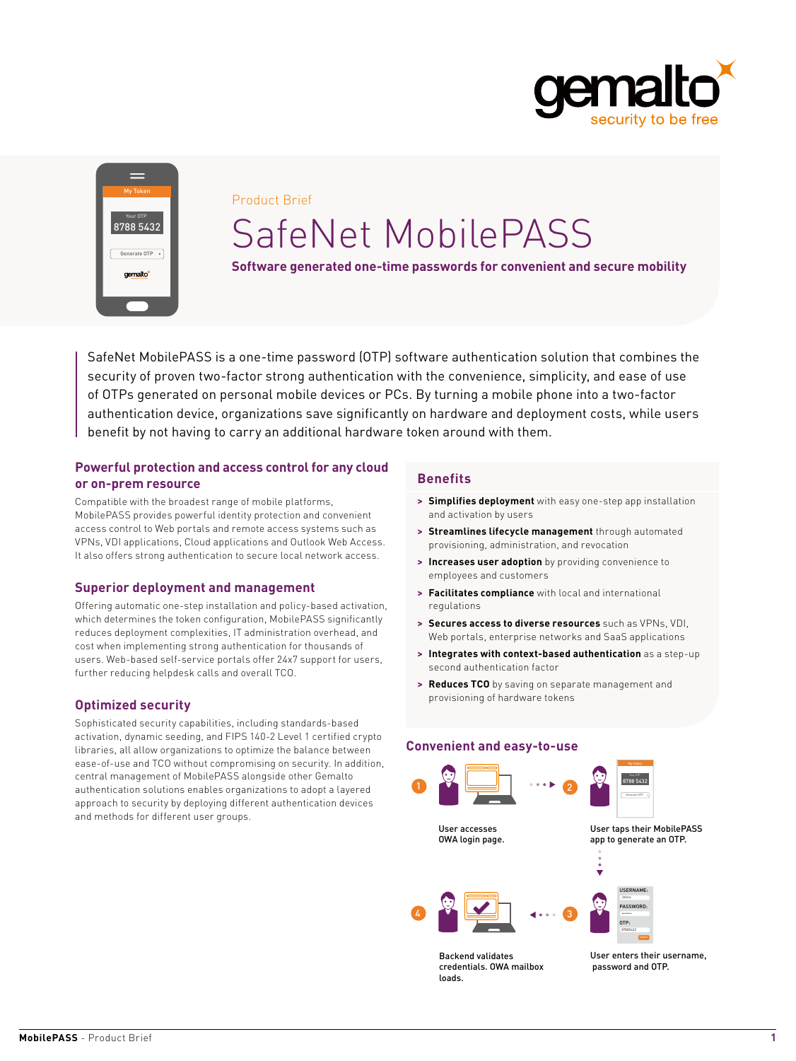Product Brief

# SafeNet MobilePASS

**Software generated one-time passwords for convenient and secure mobility**

SafeNet MobilePASS is a one-time password (OTP) software authentication solution that combines the security of proven two-factor strong authentication with the convenience, simplicity, and ease of use of OTPs generated on personal mobile devices or PCs. By turning a mobile phone into a two-factor authentication device, organizations save significantly on hardware and deployment costs, while users benefit by not having to carry an additional hardware token around with them.

## Powerful protection and access control for any cloud or on-prem resource

Compatible with the broadest range of mobile platforms, MobilePASS provides powerful identity protection and convenient access control to Web portals and remote access systems such as VPNs, VDI applications, Cloud applications and Outlook Web Access. It also offers strong authentication to secure local network access.

## Superior deployment and management

Offering automatic one-step installation and policy-based activation, which determines the token configuration, MobilePASS significantly reduces deployment complexities, IT administration overhead, and cost when implementing strong authentication for thousands of users. Web-based self-service portals offer 24x7 support for users, further reducing helpdesk calls and overall TCO.

## Optimized security

Sophisticated security capabilities, including standards-based activation, dynamic seeding, and FIPS 140-2 Level 1 certified crypto libraries, all allow organizations to optimize the balance between ease-of-use and TCO without compromising on security. In addition, central management of MobilePASS alongside other Gemalto authentication solutions enables organizations to adopt a layered approach to security by deploying different authentication devices and methods for different user groups.

## Benefits

- **Simplifies deployment** with easy one-step app installation and activation by users
- **Streamlines lifecycle management** through automated provisioning, administration, and revocation
- **Increases user adoption** by providing convenience to employees and customers
- **Facilitates compliance** with local and international regulations
- **Secures access to diverse resources** such as VPNs, VDI, Web portals, enterprise networks and SaaS applications
- **Integrates with context-based authentication** as a step-up second authentication factor
- **Reduces TCO** by saving on separate management and provisioning of hardware tokens

## Convenient and easy-to-use

1. User accesses OWA login page.
2. User taps their MobilePASS app to generate an OTP.
3. User enters their username, password and OTP.
4. Backend validates credentials. OWA mailbox loads.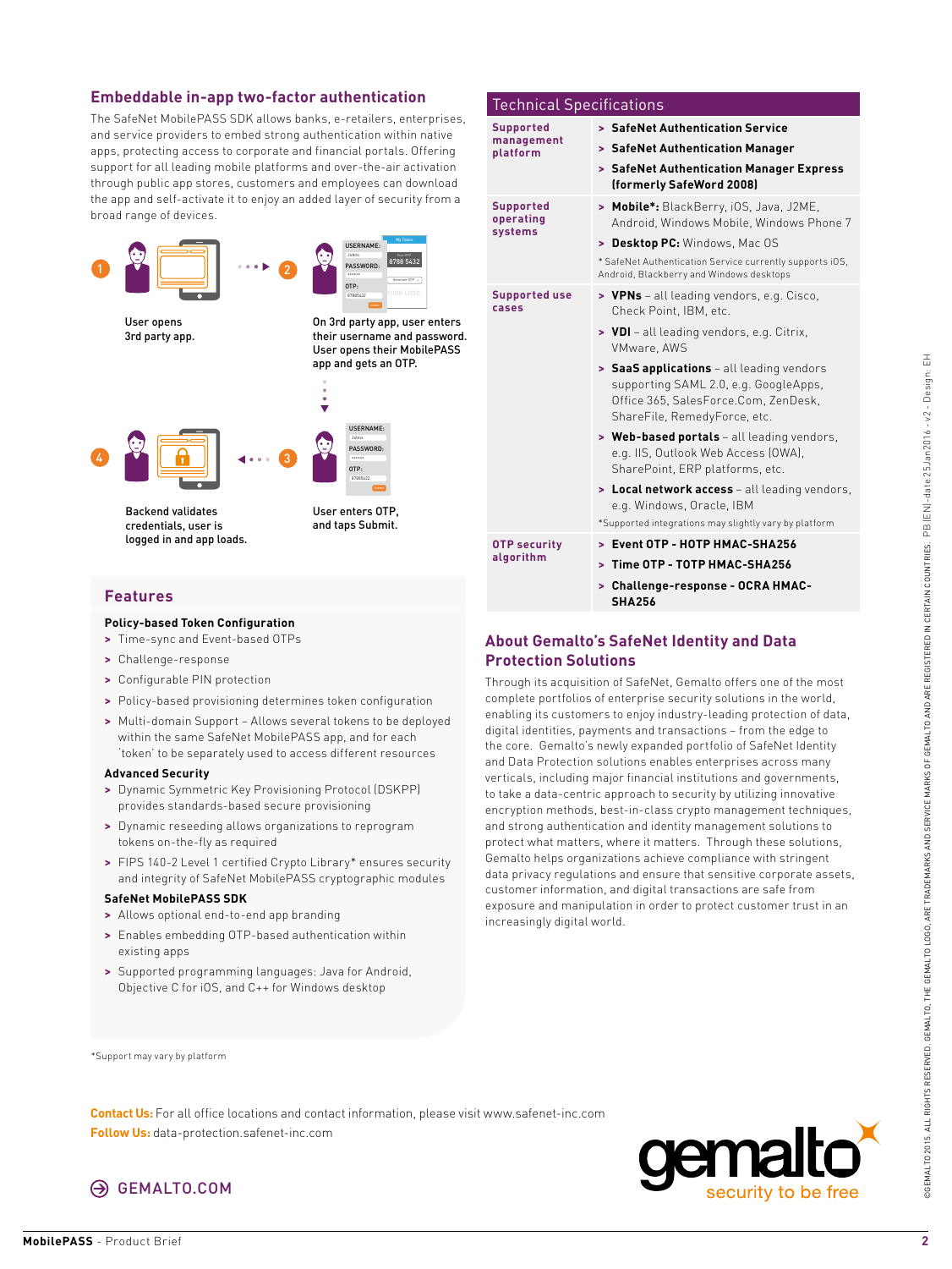## Embeddable in-app two-factor authentication

The SafeNet MobilePASS SDK allows banks, e-retailers, enterprises, and service providers to embed strong authentication within native apps, protecting access to corporate and financial portals. Offering support for all leading mobile platforms and over-the-air activation through public app stores, customers and employees can download the app and self-activate it to enjoy an added layer of security from a broad range of devices.

1. User opens 3rd party app.
2. On 3rd party app, user enters their username and password. User opens their MobilePASS app and gets an OTP.
3. User enters OTP, and taps Submit.
4. Backend validates credentials, user is logged in and app loads.

## Features

### Policy-based Token Configuration

- Time-sync and Event-based OTPs
- Challenge-response
- Configurable PIN protection
- Policy-based provisioning determines token configuration
- Multi-domain Support – Allows several tokens to be deployed within the same SafeNet MobilePASS app, and for each 'token' to be separately used to access different resources

### Advanced Security

- Dynamic Symmetric Key Provisioning Protocol (DSKPP) provides standards-based secure provisioning
- Dynamic reseeding allows organizations to reprogram tokens on-the-fly as required
- FIPS 140-2 Level 1 certified Crypto Library* ensures security and integrity of SafeNet MobilePASS cryptographic modules

### SafeNet MobilePASS SDK

- Allows optional end-to-end app branding
- Enables embedding OTP-based authentication within existing apps
- Supported programming languages: Java for Android, Objective C for iOS, and C++ for Windows desktop

*Support may vary by platform

## Technical Specifications

| | |
|---|---|
| **Supported management platform** | > **SafeNet Authentication Service**<br>> **SafeNet Authentication Manager**<br>> **SafeNet Authentication Manager Express (formerly SafeWord 2008)** |
| **Supported operating systems** | > **Mobile*:** BlackBerry, iOS, Java, J2ME, Android, Windows Mobile, Windows Phone 7<br>> **Desktop PC:** Windows, Mac OS<br>* SafeNet Authentication Service currently supports iOS, Android, Blackberry and Windows desktops |
| **Supported use cases** | > **VPNs** – all leading vendors, e.g. Cisco, Check Point, IBM, etc.<br>> **VDI** – all leading vendors, e.g. Citrix, VMware, AWS<br>> **SaaS applications** – all leading vendors supporting SAML 2.0, e.g. GoogleApps, Office 365, SalesForce.Com, ZenDesk, ShareFile, RemedyForce, etc.<br>> **Web-based portals** – all leading vendors, e.g. IIS, Outlook Web Access (OWA), SharePoint, ERP platforms, etc.<br>> **Local network access** – all leading vendors, e.g. Windows, Oracle, IBM<br>*Supported integrations may slightly vary by platform |
| **OTP security algorithm** | > **Event OTP - HOTP HMAC-SHA256**<br>> **Time OTP - TOTP HMAC-SHA256**<br>> **Challenge-response - OCRA HMAC-SHA256** |

## About Gemalto's SafeNet Identity and Data Protection Solutions

Through its acquisition of SafeNet, Gemalto offers one of the most complete portfolios of enterprise security solutions in the world, enabling its customers to enjoy industry-leading protection of data, digital identities, payments and transactions – from the edge to the core. Gemalto's newly expanded portfolio of SafeNet Identity and Data Protection solutions enables enterprises across many verticals, including major financial institutions and governments, to take a data-centric approach to security by utilizing innovative encryption methods, best-in-class crypto management techniques, and strong authentication and identity management solutions to protect what matters, where it matters. Through these solutions, Gemalto helps organizations achieve compliance with stringent data privacy regulations and ensure that sensitive corporate assets, customer information, and digital transactions are safe from exposure and manipulation in order to protect customer trust in an increasingly digital world.

**Contact Us:** For all office locations and contact information, please visit www.safenet-inc.com

**Follow Us:** data-protection.safenet-inc.com

GEMALTO.COM

gemalto security to be free

©GEMALTO 2015. ALL RIGHTS RESERVED. GEMALTO, THE GEMALTO LOGO, ARE TRADEMARKS AND SERVICE MARKS OF GEMALTO AND ARE REGISTERED IN CERTAIN COUNTRIES. PB (EN)-date 25Jan2016 - v2 - Design: EH